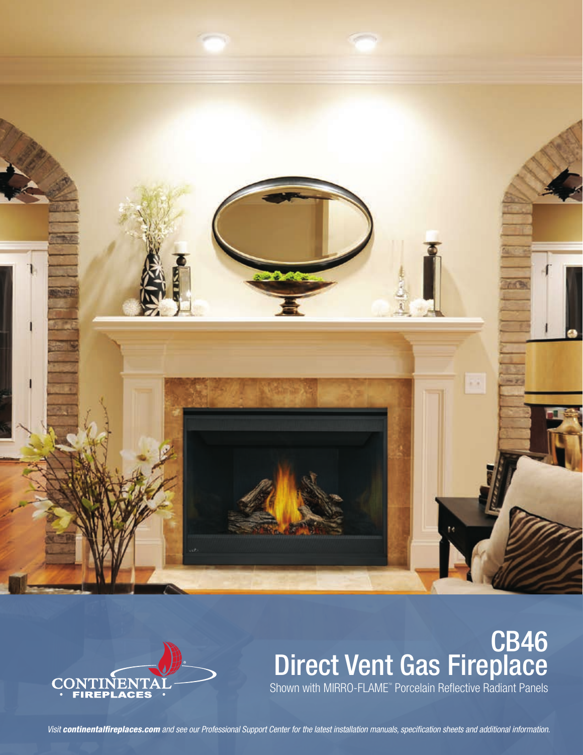CONTINENTAL FIREPLACES

# CB46
## Direct Vent Gas Fireplace

Shown with MIRRO-FLAME™ Porcelain Reflective Radiant Panels

*Visit **continentalfireplaces.com** and see our Professional Support Center for the latest installation manuals, specification sheets and additional information.*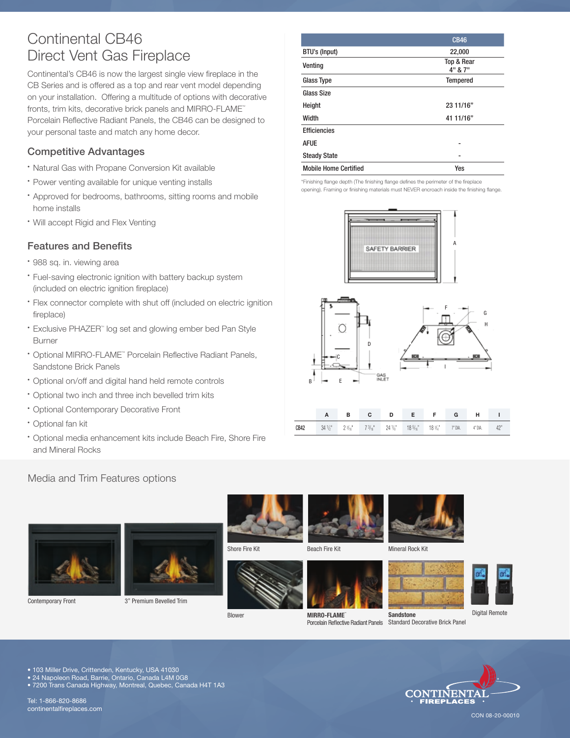# Continental CB46
# Direct Vent Gas Fireplace

Continental's CB46 is now the largest single view fireplace in the CB Series and is offered as a top and rear vent model depending on your installation. Offering a multitude of options with decorative fronts, trim kits, decorative brick panels and MIRRO-FLAME™ Porcelain Reflective Radiant Panels, the CB46 can be designed to suit your personal taste and match any home decor.

## Competitive Advantages

- Natural Gas with Propane Conversion Kit available
- Power venting available for unique venting installs
- Approved for bedrooms, bathrooms, sitting rooms and mobile home installs
- Will accept Rigid and Flex Venting

## Features and Benefits

- 988 sq. in. viewing area
- Fuel-saving electronic ignition with battery backup system (included on electric ignition fireplace)
- Flex connector complete with shut off (included on electric ignition fireplace)
- Exclusive PHAZER™ log set and glowing ember bed Pan Style Burner
- Optional MIRRO-FLAME™ Porcelain Reflective Radiant Panels, Sandstone Brick Panels
- Optional on/off and digital hand held remote controls
- Optional two inch and three inch bevelled trim kits
- Optional Contemporary Decorative Front
- Optional fan kit
- Optional media enhancement kits include Beach Fire, Shore Fire and Mineral Rocks

| | CB46 |
|---|---|
| BTU's (Input) | 22,000 |
| Venting | Top & Rear 4" & 7" |
| Glass Type | Tempered |
| Glass Size | |
| Height | 23 11/16" |
| Width | 41 11/16" |
| Efficiencies | |
| AFUE | - |
| Steady State | - |
| Mobile Home Certified | Yes |

*Finishing flange depth (The finishing flange defines the perimeter of the fireplace opening). Framing or finishing materials must NEVER encroach inside the finishing flange.

SAFETY BARRIER

A

B C D E GAS INLET

F G H I

| | A | B | C | D | E | F | G | H | I |
|---|---|---|---|---|---|---|---|---|---|
| CB42 | 34 1/2" | 2 3/16" | 7 3/8" | 24 1/8" | 18 5/16" | 18 3/4" | 7" DIA. | 4" DIA. | 42" |

## Media and Trim Features options

Contemporary Front

3" Premium Bevelled Trim

Shore Fire Kit

Beach Fire Kit

Mineral Rock Kit

Blower

**MIRRO-FLAME™** Porcelain Reflective Radiant Panels

**Sandstone** Standard Decorative Brick Panel

Digital Remote

- 103 Miller Drive, Crittenden, Kentucky, USA 41030
- 24 Napoleon Road, Barrie, Ontario, Canada L4M 0G8
- 7200 Trans Canada Highway, Montreal, Quebec, Canada H4T 1A3

Tel: 1-866-820-8686
continentalfireplaces.com

CONTINENTAL FIREPLACES

CON 08-20-00010